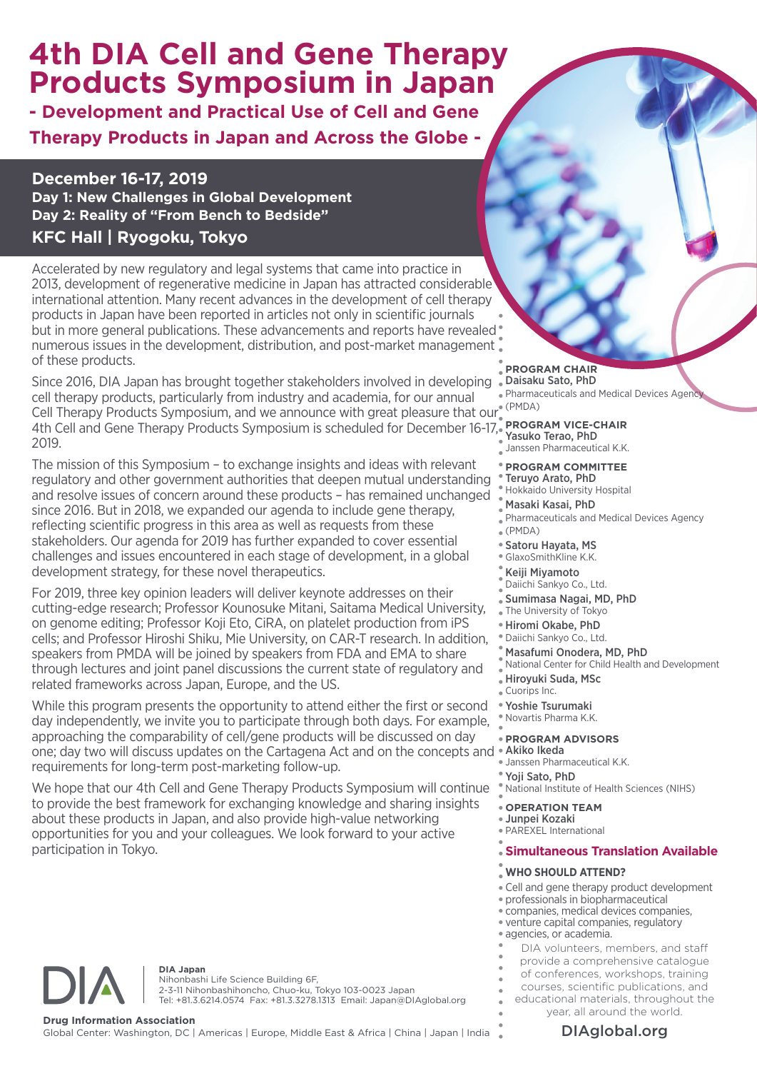# 4th DIA Cell and Gene Therapy Products Symposium in Japan

## - Development and Practical Use of Cell and Gene Therapy Products in Japan and Across the Globe -

**December 16-17, 2019**

**Day 1: New Challenges in Global Development**

**Day 2: Reality of "From Bench to Bedside"**

**KFC Hall | Ryogoku, Tokyo**

Accelerated by new regulatory and legal systems that came into practice in 2013, development of regenerative medicine in Japan has attracted considerable international attention. Many recent advances in the development of cell therapy products in Japan have been reported in articles not only in scientific journals but in more general publications. These advancements and reports have revealed numerous issues in the development, distribution, and post-market management of these products.

Since 2016, DIA Japan has brought together stakeholders involved in developing cell therapy products, particularly from industry and academia, for our annual Cell Therapy Products Symposium, and we announce with great pleasure that our 4th Cell and Gene Therapy Products Symposium is scheduled for December 16-17, 2019.

The mission of this Symposium – to exchange insights and ideas with relevant regulatory and other government authorities that deepen mutual understanding and resolve issues of concern around these products – has remained unchanged since 2016. But in 2018, we expanded our agenda to include gene therapy, reflecting scientific progress in this area as well as requests from these stakeholders. Our agenda for 2019 has further expanded to cover essential challenges and issues encountered in each stage of development, in a global development strategy, for these novel therapeutics.

For 2019, three key opinion leaders will deliver keynote addresses on their cutting-edge research; Professor Kounosuke Mitani, Saitama Medical University, on genome editing; Professor Koji Eto, CiRA, on platelet production from iPS cells; and Professor Hiroshi Shiku, Mie University, on CAR-T research. In addition, speakers from PMDA will be joined by speakers from FDA and EMA to share through lectures and joint panel discussions the current state of regulatory and related frameworks across Japan, Europe, and the US.

While this program presents the opportunity to attend either the first or second day independently, we invite you to participate through both days. For example, approaching the comparability of cell/gene products will be discussed on day one; day two will discuss updates on the Cartagena Act and on the concepts and requirements for long-term post-marketing follow-up.

We hope that our 4th Cell and Gene Therapy Products Symposium will continue to provide the best framework for exchanging knowledge and sharing insights about these products in Japan, and also provide high-value networking opportunities for you and your colleagues. We look forward to your active participation in Tokyo.

**PROGRAM CHAIR**

**Daisaku Sato, PhD**
Pharmaceuticals and Medical Devices Agency (PMDA)

**PROGRAM VICE-CHAIR**

**Yasuko Terao, PhD**
Janssen Pharmaceutical K.K.

**PROGRAM COMMITTEE**

**Teruyo Arato, PhD**
Hokkaido University Hospital

**Masaki Kasai, PhD**
Pharmaceuticals and Medical Devices Agency (PMDA)

**Satoru Hayata, MS**
GlaxoSmithKline K.K.

**Keiji Miyamoto**
Daiichi Sankyo Co., Ltd.

**Sumimasa Nagai, MD, PhD**
The University of Tokyo

**Hiromi Okabe, PhD**
Daiichi Sankyo Co., Ltd.

**Masafumi Onodera, MD, PhD**
National Center for Child Health and Development

**Hiroyuki Suda, MSc**
Cuorips Inc.

**Yoshie Tsurumaki**
Novartis Pharma K.K.

**PROGRAM ADVISORS**

**Akiko Ikeda**
Janssen Pharmaceutical K.K.

**Yoji Sato, PhD**
National Institute of Health Sciences (NIHS)

**OPERATION TEAM**

**Junpei Kozaki**
PAREXEL International

**Simultaneous Translation Available**

**WHO SHOULD ATTEND?**

Cell and gene therapy product development professionals in biopharmaceutical companies, medical devices companies, venture capital companies, regulatory agencies, or academia.

DIA volunteers, members, and staff provide a comprehensive catalogue of conferences, workshops, training courses, scientific publications, and educational materials, throughout the year, all around the world.

DIAglobal.org

**DIA Japan**
Nihonbashi Life Science Building 6F,
2-3-11 Nihonbashihoncho, Chuo-ku, Tokyo 103-0023 Japan
Tel: +81.3.6214.0574 Fax: +81.3.3278.1313 Email: Japan@DIAglobal.org

**Drug Information Association**
Global Center: Washington, DC | Americas | Europe, Middle East & Africa | China | Japan | India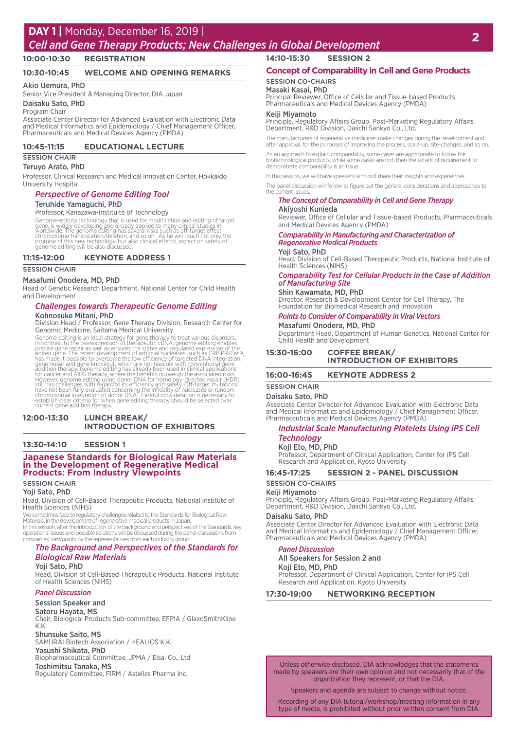## DAY 1 | Monday, December 16, 2019 |
## *Cell and Gene Therapy Products; New Challenges in Global Development*

### 10:00-10:30 REGISTRATION

### 10:30-10:45 WELCOME AND OPENING REMARKS

**Akio Uemura, PhD**
Senior Vice President & Managing Director, DIA Japan

**Daisaku Sato, PhD**
Program Chair
Associate Center Director for Advanced Evaluation with Electronic Data and Medical Informatics and Epidemiology / Chief Management Officer, Pharmaceuticals and Medical Devices Agency (PMDA)

### 10:45-11:15 EDUCATIONAL LECTURE

SESSION CHAIR

**Teruyo Arato, PhD**
Professor, Clinical Research and Medical Innovation Center, Hokkaido University Hospital

*Perspective of Genome Editing Tool*

**Teruhide Yamaguchi, PhD**
Professor, Kanazawa-Instituite of Technology

Genome-editing technology that is used for modification and editing of target gene, is widely developing and already applied to many clinical studies in worldwide. The genome editing has several risks such as off-target effect, chromosome translocation/deletion, and so on. As he will touch not only the promise of this new technology, but also clinical effects, aspect on safety of genome editing will be also discussed.

### 11:15-12:00 KEYNOTE ADDRESS 1

SESSION CHAIR

**Masafumi Onodera, MD, PhD**
Head of Genetic Research Department, National Center for Child Health and Development

*Challenges towards Therapeutic Genome Editing*

**Kohnosuke Mitani, PhD**
Division Head / Professor, Gene Therapy Division, Research Center for Genomic Medicine, Saitama Medical University

Genome editing is an ideal strategy for gene therapy to treat various disorders. In contrast to the overexpression of therapeutic cDNA, genome editing enables precise gene repair as well as ensures the stable and regulated expression of the edited gene. The recent development of artificial nucleases, such as CRISPR-Cas9, has made it possible to overcome the low efficiency of targeted DNA integration, gene repair and gene knockout, which are not feasible with conventional gene addition therapy. Genome editing has already been used in clinical applications for cancer and AIDS therapy, where the benefits outweigh the associated risks. However, genome editing using donor DNA for homology-directed repair (HDR) still has challenges with regard to its efficiency and safety. Off-target mutations have not been fully evaluated concerning the infidelity of nucleases or random chromosomal integration of donor DNA. Careful consideration is necessary to establish clear criteria for when gene editing therapy should be selected over current gene addition therapy.

### 12:00-13:30 LUNCH BREAK/ INTRODUCTION OF EXHIBITORS

### 13:30-14:10 SESSION 1

### Japanese Standards for Biological Raw Materials in the Development of Regenerative Medical Products: From Industry Viewpoints

SESSION CHAIR

**Yoji Sato, PhD**
Head, Division of Cell-Based Therapeutic Products, National Institute of Health Sciences (NIHS)

We sometimes face to regulatory challenges related to the Standards for Biological Raw Materials, in the development of regenerative medical products in Japan.
In this session, after the introduction of the background and perspectives of the Standards, key operational issues and possible solutions will be discussed during the panel discussions from companies' viewpoints by the representatives from each industry group.

*The Background and Perspectives of the Standards for Biological Raw Materials*

**Yoji Sato, PhD**
Head, Division of Cell-Based Therapeutic Products, National Institute of Health Sciences (NIHS)

*Panel Discussion*

**Session Speaker and**

**Satoru Hayata, MS**
Chair, Biological Products Sub-committee, EFPIA / GlaxoSmithKline K.K.

**Shunsuke Saito, MS**
SAMURAI Biotech Association / HEALIOS K.K.

**Yasushi Shikata, PhD**
Biopharmaceutical Committee, JPMA / Eisai Co., Ltd

**Toshimitsu Tanaka, MS**
Regulatory Committee, FIRM / Astellas Pharma Inc.

### 14:10-15:30 SESSION 2

### Concept of Comparability in Cell and Gene Products

SESSION CO-CHAIRS

**Masaki Kasai, PhD**
Principal Reviewer, Office of Cellular and Tissue-based Products, Pharmaceuticals and Medical Devices Agency (PMDA)

**Keiji Miyamoto**
Principle, Regulatory Affairs Group, Post-Marketing Regulatory Affairs Department, R&D Division, Daiichi Sankyo Co., Ltd.

The manufacturers of regenerative medicines make changes during the development and after approval, for the purposes of improving the process, scale-up, site-changes, and so on.

As an approach to explain comparability, some cases are appropriate to follow the biotechnological products, while some cases are not, then the extent of requirement to demonstrate comparability is an issue.

In this session, we will have speakers who will share their insights and experiences.

The panel discussion will follow to figure out the general considerations and approaches to the current issues.

*The Concept of Comparability in Cell and Gene Therapy*

**Akiyoshi Kunieda**
Reviewer, Office of Cellular and Tissue-based Products, Pharmaceuticals and Medical Devices Agency (PMDA)

*Comparability in Manufacturing and Characterization of Regenerative Medical Products*

**Yoji Sato, PhD**
Head, Division of Cell-Based Therapeutic Products, National Institute of Health Sciences (NIHS)

*Comparability Test for Cellular Products in the Case of Addition of Manufacturing Site*

**Shin Kawamata, MD, PhD**
Director, Research & Development Center for Cell Therapy, The Foundation for Biomedical Research and Innovation

*Points to Consider of Comparability in Viral Vectors*

**Masafumi Onodera, MD, PhD**
Department Head, Department of Human Genetics, National Center for Child Health and Development

### 15:30-16:00 COFFEE BREAK/ INTRODUCTION OF EXHIBITORS

### 16:00-16:45 KEYNOTE ADDRESS 2

SESSION CHAIR

**Daisaku Sato, PhD**
Associate Center Director for Advanced Evaluation with Electronic Data and Medical Informatics and Epidemiology / Chief Management Officer, Pharmaceuticals and Medical Devices Agency (PMDA)

*Industrial Scale Manufacturing Platelets Using iPS Cell Technology*

**Koji Eto, MD, PhD**
Professor, Department of Clinical Application, Center for iPS Cell Research and Application, Kyoto University

### 16:45-17:25 SESSION 2 - PANEL DISCUSSION

SESSION CO-CHAIRS

**Keiji Miyamoto**
Principle, Regulatory Affairs Group, Post-Marketing Regulatory Affairs Department, R&D Division, Daiichi Sankyo Co., Ltd.

**Daisaku Sato, PhD**
Associate Center Director for Advanced Evaluation with Electronic Data and Medical Informatics and Epidemiology / Chief Management Officer, Pharmaceuticals and Medical Devices Agency (PMDA)

*Panel Discussion*

**All Speakers for Session 2 and**

**Koji Eto, MD, PhD**
Professor, Department of Clinical Application, Center for iPS Cell Research and Application, Kyoto University

### 17:30-19:00 NETWORKING RECEPTION

Unless otherwise disclosed, DIA acknowledges that the statements made by speakers are their own opinion and not necessarily that of the organization they represent, or that the DIA.

Speakers and agenda are subject to change without notice.

Recording of any DIA tutorial/workshop/meeting information in any type of media, is prohibited without prior written consent from DIA.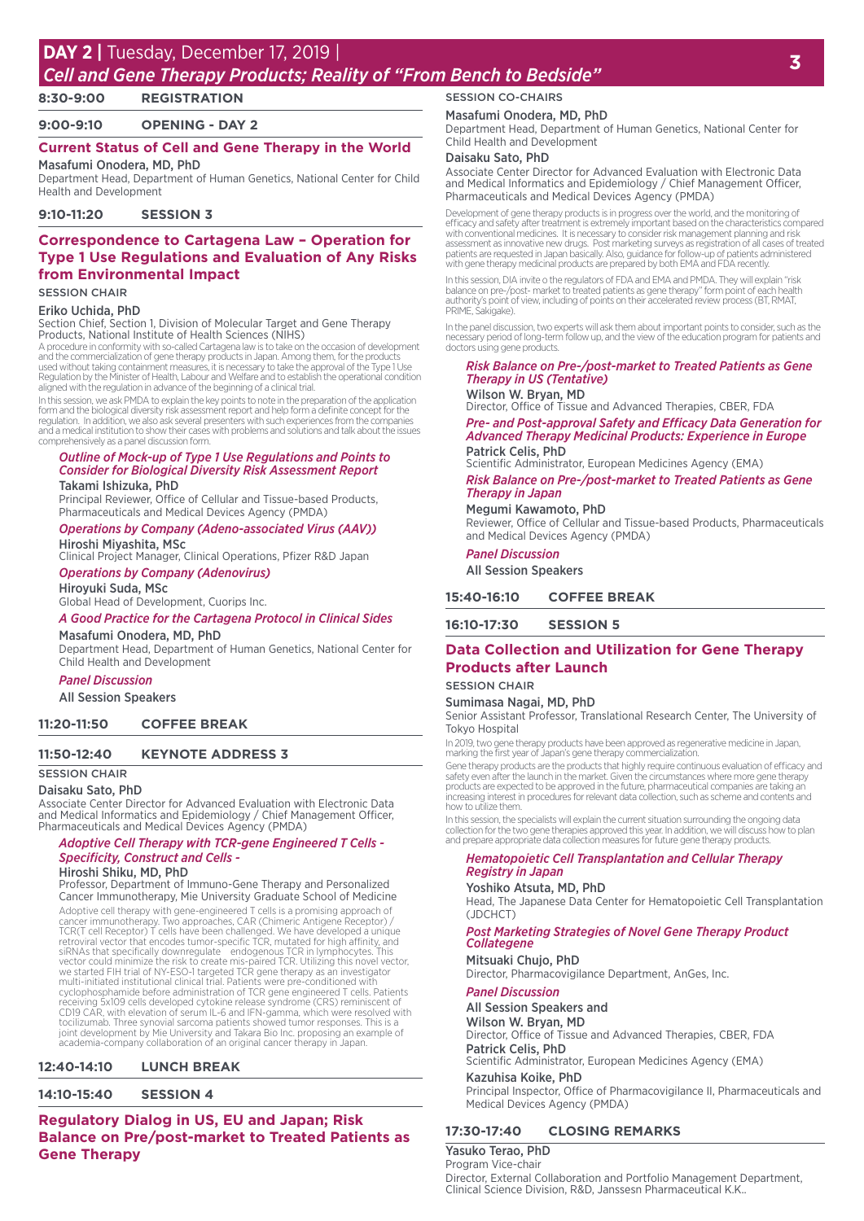# DAY 2 | Tuesday, December 17, 2019 |

## *Cell and Gene Therapy Products; Reality of "From Bench to Bedside"*

**8:30-9:00 REGISTRATION**

**9:00-9:10 OPENING - DAY 2**

### Current Status of Cell and Gene Therapy in the World

**Masafumi Onodera, MD, PhD**
Department Head, Department of Human Genetics, National Center for Child Health and Development

**9:10-11:20 SESSION 3**

### Correspondence to Cartagena Law – Operation for Type 1 Use Regulations and Evaluation of Any Risks from Environmental Impact

SESSION CHAIR

**Eriko Uchida, PhD**
Section Chief, Section 1, Division of Molecular Target and Gene Therapy Products, National Institute of Health Sciences (NIHS)

A procedure in conformity with so-called Cartagena law is to take on the occasion of development and the commercialization of gene therapy products in Japan. Among them, for the products used without taking containment measures, it is necessary to take the approval of the Type 1 Use Regulation by the Minister of Health, Labour and Welfare and to establish the operational condition aligned with the regulation in advance of the beginning of a clinical trial.

In this session, we ask PMDA to explain the key points to note in the preparation of the application form and the biological diversity risk assessment report and help form a definite concept for the regulation. In addition, we also ask several presenters with such experiences from the companies and a medical institution to show their cases with problems and solutions and talk about the issues comprehensively as a panel discussion form.

*Outline of Mock-up of Type 1 Use Regulations and Points to Consider for Biological Diversity Risk Assessment Report*
**Takami Ishizuka, PhD**
Principal Reviewer, Office of Cellular and Tissue-based Products, Pharmaceuticals and Medical Devices Agency (PMDA)

*Operations by Company (Adeno-associated Virus (AAV))*
**Hiroshi Miyashita, MSc**
Clinical Project Manager, Clinical Operations, Pfizer R&D Japan

*Operations by Company (Adenovirus)*
**Hiroyuki Suda, MSc**
Global Head of Development, Cuorips Inc.

*A Good Practice for the Cartagena Protocol in Clinical Sides*
**Masafumi Onodera, MD, PhD**
Department Head, Department of Human Genetics, National Center for Child Health and Development

*Panel Discussion*
All Session Speakers

**11:20-11:50 COFFEE BREAK**

**11:50-12:40 KEYNOTE ADDRESS 3**

SESSION CHAIR

**Daisaku Sato, PhD**
Associate Center Director for Advanced Evaluation with Electronic Data and Medical Informatics and Epidemiology / Chief Management Officer, Pharmaceuticals and Medical Devices Agency (PMDA)

*Adoptive Cell Therapy with TCR-gene Engineered T Cells - Specificity, Construct and Cells -*
**Hiroshi Shiku, MD, PhD**
Professor, Department of Immuno-Gene Therapy and Personalized Cancer Immunotherapy, Mie University Graduate School of Medicine

Adoptive cell therapy with gene-engineered T cells is a promising approach of cancer immunotherapy. Two approaches, CAR (Chimeric Antigene Receptor) / TCR(T cell Receptor) T cells have been challenged. We have developed a unique retroviral vector that encodes tumor-specific TCR, mutated for high affinity, and siRNAs that specifically downregulate endogenous TCR in lymphocytes. This vector could minimize the risk to create mis-paired TCR. Utilizing this novel vector, we started FIH trial of NY-ESO-I targeted TCR gene therapy as an investigator multi-initiated institutional clinical trial. Patients were pre-conditioned with cyclophosphamide before administration of TCR gene engineered T cells. Patients receiving 5x109 cells developed cytokine release syndrome (CRS) reminiscent of CD19 CAR, with elevation of serum IL-6 and IFN-gamma, which were resolved with tocilizumab. Three synovial sarcoma patients showed tumor responses. This is a joint development by Mie University and Takara Bio Inc. proposing an example of academia-company collaboration of an original cancer therapy in Japan.

**12:40-14:10 LUNCH BREAK**

**14:10-15:40 SESSION 4**

### Regulatory Dialog in US, EU and Japan; Risk Balance on Pre/post-market to Treated Patients as Gene Therapy

SESSION CO-CHAIRS

**Masafumi Onodera, MD, PhD**
Department Head, Department of Human Genetics, National Center for Child Health and Development

**Daisaku Sato, PhD**
Associate Center Director for Advanced Evaluation with Electronic Data and Medical Informatics and Epidemiology / Chief Management Officer, Pharmaceuticals and Medical Devices Agency (PMDA)

Development of gene therapy products is in progress over the world, and the monitoring of efficacy and safety after treatment is extremely important based on the characteristics compared with conventional medicines. It is necessary to consider risk management planning and risk assessment as innovative new drugs. Post marketing surveys as registration of all cases of treated patients are requested in Japan basically. Also, guidance for follow-up of patients administered with gene therapy medicinal products are prepared by both EMA and FDA recently.

In this session, DIA invite o the regulators of FDA and EMA and PMDA. They will explain "risk balance on pre-/post- market to treated patients as gene therapy" form point of each health authority's point of view, including of points on their accelerated review process (BT, RMAT, PRIME, Sakigake).

In the panel discussion, two experts will ask them about important points to consider, such as the necessary period of long-term follow up, and the view of the education program for patients and doctors using gene products.

*Risk Balance on Pre-/post-market to Treated Patients as Gene Therapy in US (Tentative)*
**Wilson W. Bryan, MD**
Director, Office of Tissue and Advanced Therapies, CBER, FDA

*Pre- and Post-approval Safety and Efficacy Data Generation for Advanced Therapy Medicinal Products: Experience in Europe*
**Patrick Celis, PhD**
Scientific Administrator, European Medicines Agency (EMA)

*Risk Balance on Pre-/post-market to Treated Patients as Gene Therapy in Japan*
**Megumi Kawamoto, PhD**
Reviewer, Office of Cellular and Tissue-based Products, Pharmaceuticals and Medical Devices Agency (PMDA)

*Panel Discussion*
All Session Speakers

**15:40-16:10 COFFEE BREAK**

**16:10-17:30 SESSION 5**

### Data Collection and Utilization for Gene Therapy Products after Launch

SESSION CHAIR

**Sumimasa Nagai, MD, PhD**
Senior Assistant Professor, Translational Research Center, The University of Tokyo Hospital

In 2019, two gene therapy products have been approved as regenerative medicine in Japan, marking the first year of Japan's gene therapy commercialization.

Gene therapy products are the products that highly require continuous evaluation of efficacy and safety even after the launch in the market. Given the circumstances where more gene therapy products are expected to be approved in the future, pharmaceutical companies are taking an increasing interest in procedures for relevant data collection, such as scheme and contents and how to utilize them.

In this session, the specialists will explain the current situation surrounding the ongoing data collection for the two gene therapies approved this year. In addition, we will discuss how to plan and prepare appropriate data collection measures for future gene therapy products.

*Hematopoietic Cell Transplantation and Cellular Therapy Registry in Japan*
**Yoshiko Atsuta, MD, PhD**
Head, The Japanese Data Center for Hematopoietic Cell Transplantation (JDCHCT)

*Post Marketing Strategies of Novel Gene Therapy Product Collategene*
**Mitsuaki Chujo, PhD**
Director, Pharmacovigilance Department, AnGes, Inc.

*Panel Discussion*
All Session Speakers and

**Wilson W. Bryan, MD**
Director, Office of Tissue and Advanced Therapies, CBER, FDA

**Patrick Celis, PhD**
Scientific Administrator, European Medicines Agency (EMA)

**Kazuhisa Koike, PhD**
Principal Inspector, Office of Pharmacovigilance II, Pharmaceuticals and Medical Devices Agency (PMDA)

**17:30-17:40 CLOSING REMARKS**

**Yasuko Terao, PhD**
Program Vice-chair
Director, External Collaboration and Portfolio Management Department, Clinical Science Division, R&D, Janssesn Pharmaceutical K.K..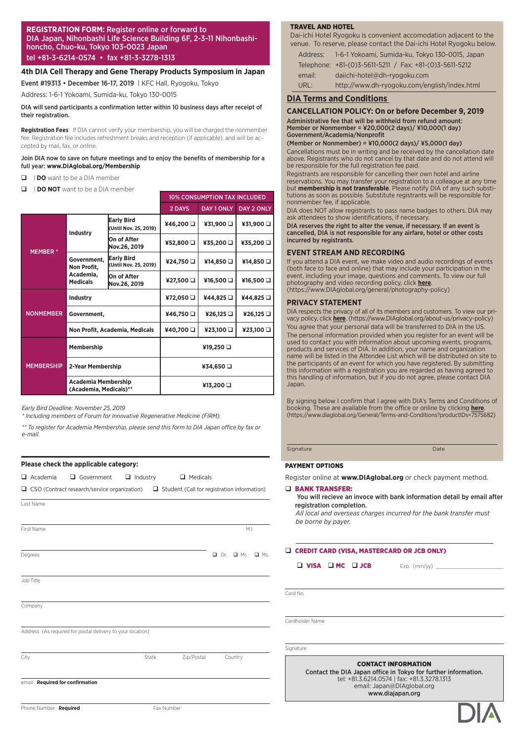**REGISTRATION FORM:** Register online or forward to DIA Japan, Nihonbashi Life Science Building 6F, 2-3-11 Nihonbashi-honcho, Chuo-ku, Tokyo 103-0023 Japan
tel +81-3-6214-0574 • fax +81-3-3278-1313

## 4th DIA Cell Therapy and Gene Therapy Products Symposium in Japan

**Event #19313 • December 16-17, 2019** | KFC Hall, Ryogoku, Tokyo

Address: 1-6-1 Yokoami, Sumida-ku, Tokyo 130-0015

**DIA will send participants a confirmation letter within 10 business days after receipt of their registration.**

**Registration Fees** If DIA cannot verify your membership, you will be charged the nonmember fee. Registration fee includes refreshment breaks and reception (if applicable), and will be accepted by mail, fax, or online.

**Join DIA now to save on future meetings and to enjoy the benefits of membership for a full year: www.DIAglobal.org/Membership**

❑ I **DO** want to be a DIA member

❑ I **DO NOT** want to be a DIA member

| | | | 10% CONSUMPTION TAX INCLUDED | | |
|---|---|---|---|---|---|
| | | | 2 DAYS | DAY 1 ONLY | DAY 2 ONLY |
| MEMBER * | Industry | Early Bird (Until Nov. 25, 2019) | ¥46,200 ❑ | ¥31,900 ❑ | ¥31,900 ❑ |
| | | On of After Nov.26, 2019 | ¥52,800 ❑ | ¥35,200 ❑ | ¥35,200 ❑ |
| | Government, Non Profit, Academia, Medicals | Early Bird (Until Nov. 25, 2019) | ¥24,750 ❑ | ¥14,850 ❑ | ¥14,850 ❑ |
| | | On of After Nov.26, 2019 | ¥27,500 ❑ | ¥16,500 ❑ | ¥16,500 ❑ |
| NONMEMBER | Industry | | ¥72,050 ❑ | ¥44,825 ❑ | ¥44,825 ❑ |
| | Government, | | ¥46,750 ❑ | ¥26,125 ❑ | ¥26,125 ❑ |
| | Non Profit, Academia, Medicals | | ¥40,700 ❑ | ¥23,100 ❑ | ¥23,100 ❑ |
| MEMBERSHIP | Membership | | ¥19,250 ❑ | | |
| | 2-Year Membership | | ¥34,650 ❑ | | |
| | Academia Membership (Academia, Medicals)** | | ¥13,200 ❑ | | |

*Early Bird Deadline: November 25, 2019*

*\* Including members of Forum for Innovative Regenerative Medicine (FIRM).*

*\*\* To register for Academia Membership, please send this form to DIA Japan office by fax or e-mail.*

**Please check the applicable category:**

❑ Academia ❑ Government ❑ Industry ❑ Medicals

❑ CSO (Contract research/service organization) ❑ Student (Call for registration information)

Last Name

First Name M.I.

Degrees ❑ Dr. ❑ Mr. ❑ Ms.

Job Title

Company

Address (As required for postal delivery to your location)

City State Zip/Postal Country

email **Required for confirmation**

Phone Number **Required** Fax Number

**TRAVEL AND HOTEL**

Dai-ichi Hotel Ryogoku is convenient accomodation adjacent to the venue. To reserve, please contact the Dai-ichi Hotel Ryogoku below.

| | |
|---|---|
| Address: | 1-6-1 Yokoami, Sumida-ku, Tokyo 130-0015, Japan |
| Telephone: | +81-(0)3-5611-5211 / Fax: +81-(0)3-5611-5212 |
| email: | daiichi-hotel@dh-ryogoku.com |
| URL: | http://www.dh-ryogoku.com/english/index.html |

## DIA Terms and Conditions

### CANCELLATION POLICY: On or before December 9, 2019

**Administrative fee that will be withheld from refund amount:**
**Member or Nonmember = ¥20,000(2 days)/ ¥10,000(1 day)**
**Government/Academia/Nonprofit**
**(Member or Nonmember) = ¥10,000(2 days)/ ¥5,000(1 day)**

Cancellations must be in writing and be received by the cancellation date above. Registrants who do not cancel by that date and do not attend will be responsible for the full registration fee paid.

Registrants are responsible for cancelling their own hotel and airline reservations. You may transfer your registration to a colleague at any time but **membership is not transferable**. Please notify DIA of any such substitutions as soon as possible. Substitute registrants will be responsible for nonmember fee, if applicable.

DIA does NOT allow registrants to pass name badges to others. DIA may ask attendees to show identifications, if necessary.

**DIA reserves the right to alter the venue, if necessary. If an event is cancelled, DIA is not responsible for any airfare, hotel or other costs incurred by registrants.**

### EVENT STREAM AND RECORDING

If you attend a DIA event, we make video and audio recordings of events (both face to face and online) that may include your participation in the event, including your image, questions and comments. To view our full photography and video recording policy, click **here**. (https://www.DIAglobal.org/general/photography-policy)

### PRIVACY STATEMENT

DIA respects the privacy of all of its members and customers. To view our privacy policy, click **here**. (https://www.DIAglobal.org/about-us/privacy-policy)

You agree that your personal data will be transferred to DIA in the US.

The personal information provided when you register for an event will be used to contact you with information about upcoming events, programs, products and services of DIA. In addition, your name and organization name will be listed in the Attendee List which will be distributed on site to the participants of an event for which you have registered. By submitting this information with a registration you are regarded as having agreed to this handling of information, but if you do not agree, please contact DIA Japan.

By signing below I confirm that I agree with DIA's Terms and Conditions of booking. These are available from the office or online by clicking **here**. (https://www.diaglobal.org/General/Terms-and-Conditions?productIDs=7575682)

Signature Date

**PAYMENT OPTIONS**

Register online at **www.DIAglobal.org** or check payment method.

❑ **BANK TRANSFER:**
**You will recieve an invoce with bank information detail by email after registration completion.**
*All local and overseas charges incurred for the bank transfer must be borne by payer.*

❑ **CREDIT CARD (VISA, MASTERCARD OR JCB ONLY)**

❑ **VISA** ❑ **MC** ❑ **JCB** Exp. (mm/yy)

Card No.

Cardholder Name

Signature

**CONTACT INFORMATION**
**Contact the DIA Japan office in Tokyo for further information.**
tel: +81.3.6214.0574 | fax: +81.3.3278.1313
email: Japan@DIAglobal.org
**www.diajapan.org**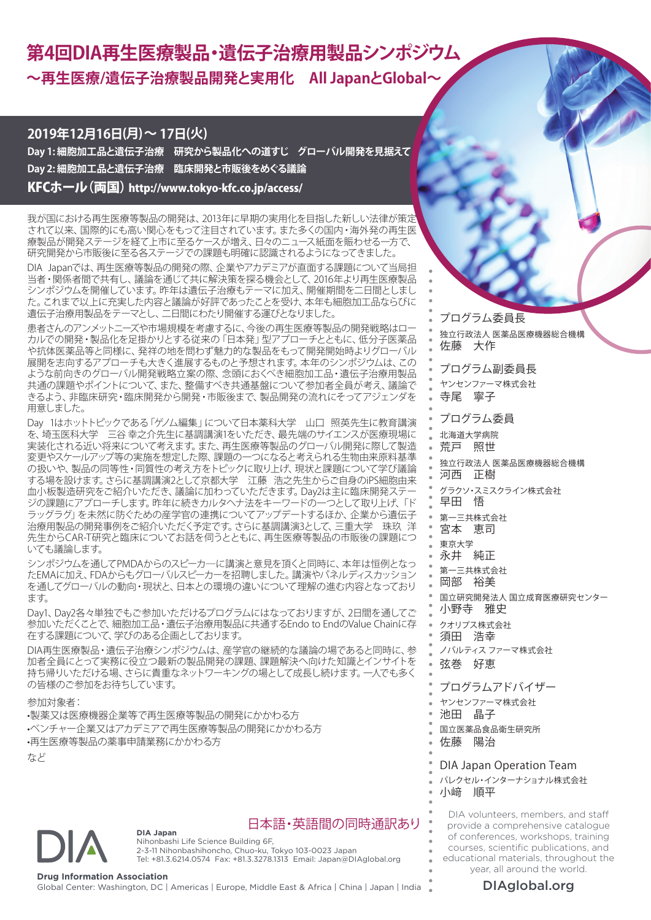# 第4回DIA再生医療製品・遺伝子治療用製品シンポジウム

## ～再生医療/遺伝子治療製品開発と実用化　All JapanとGlobal～

**2019年12月16日(月)～17日(火)**

**Day 1: 細胞加工品と遺伝子治療　研究から製品化への道すじ　グローバル開発を見据えて**

**Day 2: 細胞加工品と遺伝子治療　臨床開発と市販後をめぐる議論**

**KFCホール（両国） http://www.tokyo-kfc.co.jp/access/**

我が国における再生医療等製品の開発は、2013年に早期の実用化を目指した新しい法律が策定されて以来、国際的にも高い関心をもって注目されています。また多くの国内・海外発の再生医療製品が開発ステージを経て上市に至るケースが増え、日々のニュース紙面を賑わせる一方で、研究開発から市販後に至る各ステージでの課題も明確に認識されるようになってきました。

DIA Japanでは、再生医療等製品の開発の際、企業やアカデミアが直面する課題について当局担当者・関係者間で共有し、議論を通じて共に解決策を探る機会として、2016年より再生医療製品シンポジウムを開催しています。昨年は遺伝子治療もテーマに加え、開催期間を二日間としました。これまで以上に充実した内容と議論が好評であったことを受け、本年も細胞加工品ならびに遺伝子治療用製品をテーマとし、二日間にわたり開催する運びとなりました。

患者さんのアンメットニーズや市場規模を考慮するに、今後の再生医療等製品の開発戦略はローカルでの開発・製品化を足掛かりとする従来の「日本発」型アプローチとともに、低分子医薬品や抗体医薬品等と同様に、発祥の地を問わず魅力的な製品をもって開発開始時よりグローバル展開を志向するアプローチも大きく進展するものと予想されます。本年のシンポジウムは、このような前向きのグローバル開発戦略立案の際、念頭におくべき細胞加工品・遺伝子治療用製品共通の課題やポイントについて、また、整備すべき共通基盤について参加者全員が考え、議論できるよう、非臨床研究・臨床開発から開発・市販後まで、製品開発の流れにそってアジェンダを用意しました。

Day 1はホットトピックである「ゲノム編集」について日本薬科大学　山口 照英先生に教育講演を、埼玉医科大学　三谷 幸之介先生に基調講演1をいただき、最先端のサイエンスが医療現場に実装化される近い将来について考えます。また、再生医療等製品のグローバル開発に際して製造変更やスケールアップ等の実施を想定した際、課題の一つになると考えられる生物由来原料基準の扱いや、製品の同等性・同質性の考え方をトピックに取り上げ、現状と課題について学び議論する場を設けます。さらに基調講演2として京都大学　江藤 浩之先生からご自身のiPS細胞由来血小板製造研究をご紹介いただき、議論に加わっていただきます。Day2は主に臨床開発ステージの課題にアプローチします。昨年に続きカルタヘナ法をキーワードの一つとして取り上げ、「ドラッグラグ」を未然に防ぐための産学官の連携についてアップデートするほか、企業から遺伝子治療用製品の開発事例をご紹介いただく予定です。さらに基調講演3として、三重大学　珠玖 洋先生からCAR-T研究と臨床についてお話を伺うとともに、再生医療等製品の市販後の課題についても議論します。

シンポジウムを通してPMDAからのスピーカーに講演と意見を頂くと同時に、本年は恒例となったEMAに加え、FDAからもグローバルスピーカーを招聘しました。講演やパネルディスカッションを通してグローバルの動向・現状と、日本との環境の違いについて理解の進む内容となっております。

Day1、Day2各々単独でもご参加いただけるプログラムにはなっておりますが、2日間を通してご参加いただくことで、細胞加工品・遺伝子治療用製品に共通するEndo to EndのValue Chainに存在する課題について、学びのある企画としております。

DIA再生医療製品・遺伝子治療シンポジウムは、産学官の継続的な議論の場であると同時に、参加者全員にとって実務に役立つ最新の製品開発の課題、課題解決へ向けた知識とインサイトを持ち帰りいただける場、さらに貴重なネットワーキングの場として成長し続けます。一人でも多くの皆様のご参加をお待ちしています。

参加対象者：

- 製薬又は医療機器企業等で再生医療等製品の開発にかかわる方
- ベンチャー企業又はアカデミアで再生医療等製品の開発にかかわる方
- 再生医療等製品の薬事申請業務にかかわる方

など

### プログラム委員長

独立行政法人 医薬品医療機器総合機構
佐藤　大作

### プログラム副委員長

ヤンセンファーマ株式会社
寺尾　寧子

### プログラム委員

北海道大学病院
荒戸　照世

独立行政法人 医薬品医療機器総合機構
河西　正樹

グラクソ・スミスクライン株式会社
早田　悟

第一三共株式会社
宮本　恵司

東京大学
永井　純正

第一三共株式会社
岡部　裕美

国立研究開発法人 国立成育医療研究センター
小野寺　雅史

クオリプス株式会社
須田　浩幸

ノバルティス ファーマ株式会社
弦巻　好恵

### プログラムアドバイザー

ヤンセンファーマ株式会社
池田　晶子

国立医薬品食品衛生研究所
佐藤　陽治

### DIA Japan Operation Team

パレクセル・インターナショナル株式会社
小﨑　順平

日本語・英語間の同時通訳あり

**DIA Japan**
Nihonbashi Life Science Building 6F,
2-3-11 Nihonbashihoncho, Chuo-ku, Tokyo 103-0023 Japan
Tel: +81.3.6214.0574　Fax: +81.3.3278.1313　Email: Japan@DIAglobal.org

**Drug Information Association**
Global Center: Washington, DC | Americas | Europe, Middle East & Africa | China | Japan | India

DIA volunteers, members, and staff provide a comprehensive catalogue of conferences, workshops, training courses, scientific publications, and educational materials, throughout the year, all around the world.

DIAglobal.org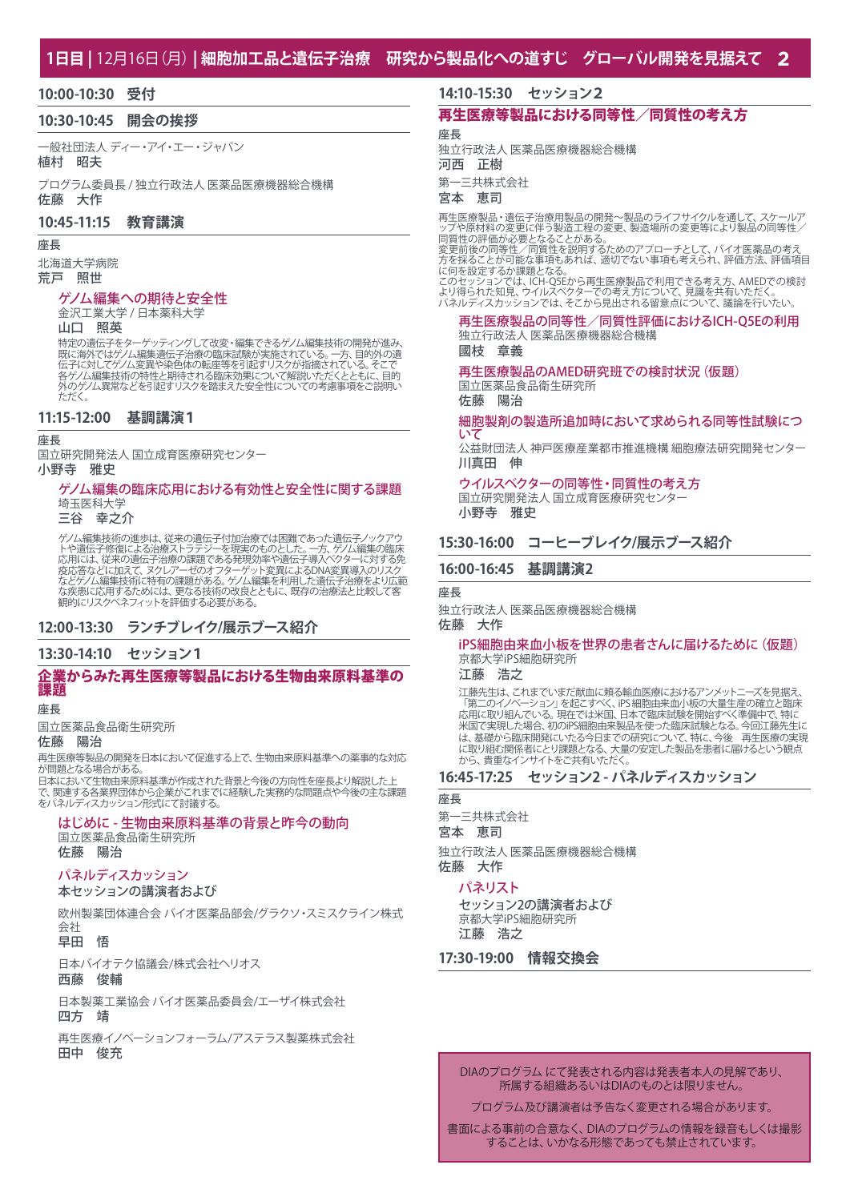# 1日目 | 12月16日（月）| 細胞加工品と遺伝子治療　研究から製品化への道すじ　グローバル開発を見据えて

## 10:00-10:30　受付

## 10:30-10:45　開会の挨拶

一般社団法人 ディー・アイ・エー・ジャパン
**植村　昭夫**

プログラム委員長 / 独立行政法人 医薬品医療機器総合機構
**佐藤　大作**

## 10:45-11:15　教育講演

座長

北海道大学病院
**荒戸　照世**

### ゲノム編集への期待と安全性

金沢工業大学 / 日本薬科大学
**山口　照英**

特定の遺伝子をターゲッティングして改変・編集できるゲノム編集技術の開発が進み、既に海外ではゲノム編集遺伝子治療の臨床試験が実施されている。一方、目的外の遺伝子に対してゲノム変異や染色体の転座等を引起すリスクが指摘されている。そこで各ゲノム編集技術の特性と期待される臨床効果について解説いただくとともに、目的外のゲノム異常などを引起すリスクを踏まえた安全性についての考慮事項をご説明いただく。

## 11:15-12:00　基調講演1

座長

国立研究開発法人 国立成育医療研究センター
**小野寺　雅史**

### ゲノム編集の臨床応用における有効性と安全性に関する課題

埼玉医科大学
**三谷　幸之介**

ゲノム編集技術の進歩は、従来の遺伝子付加治療では困難であった遺伝子ノックアウトや遺伝子修復による治療ストラテジーを現実のものとした。一方、ゲノム編集の臨床応用には、従来の遺伝子治療の課題である発現効率や遺伝子導入ベクターに対する免疫応答などに加えて、ヌクレアーゼのオフターゲット変異によるDNA変異導入のリスクなどゲノム編集技術に特有の課題がある。ゲノム編集を利用した遺伝子治療をより広範な疾患に応用するためには、更なる技術の改良とともに、既存の治療法と比較して客観的にリスクベネフィットを評価する必要がある。

## 12:00-13:30　ランチブレイク/展示ブース紹介

## 13:30-14:10　セッション1

### 企業からみた再生医療等製品における生物由来原料基準の課題

座長

国立医薬品食品衛生研究所
**佐藤　陽治**

再生医療等製品の開発を日本において促進する上で、生物由来原料基準への薬事的な対応が問題となる場合がある。
日本において生物由来原料基準が作成された背景と今後の方向性を座長より解説した上で、関連する各業界団体から企業がこれまでに経験した実務的な問題点や今後の主な課題をパネルディスカッション形式にて討議する。

### はじめに - 生物由来原料基準の背景と昨今の動向

国立医薬品食品衛生研究所
**佐藤　陽治**

### パネルディスカッション

本セッションの講演者および

欧州製薬団体連合会 バイオ医薬品部会/グラクソ・スミスクライン株式会社
**早田　悟**

日本バイオテク協議会/株式会社ヘリオス
**西藤　俊輔**

日本製薬工業協会 バイオ医薬品委員会/エーザイ株式会社
**四方　靖**

再生医療イノベーションフォーラム/アステラス製薬株式会社
**田中　俊充**

## 14:10-15:30　セッション2

### 再生医療等製品における同等性／同質性の考え方

座長

独立行政法人 医薬品医療機器総合機構
**河西　正樹**

第一三共株式会社
**宮本　恵司**

再生医療製品・遺伝子治療用製品の開発～製品のライフサイクルを通して、スケールアップや原材料の変更に伴う製造工程の変更、製造場所の変更等により製品の同等性／同質性の評価が必要となることがある。
変更前後の同等性／同質性を説明するためのアプローチとして、バイオ医薬品の考え方を採ることが可能な事項もあれば、適切でない事項も考えられ、評価方法、評価項目に何を設定するか課題となる。
このセッションでは、ICH-Q5Eから再生医療製品で利用できる考え方、AMEDでの検討より得られた知見、ウイルスベクターでの考え方について、見識を共有いただく。
パネルディスカッションでは、そこから見出される留意点について、議論を行いたい。

### 再生医療製品の同等性／同質性評価におけるICH-Q5Eの利用

独立行政法人 医薬品医療機器総合機構
**國枝　章義**

### 再生医療製品のAMED研究班での検討状況（仮題）

国立医薬品食品衛生研究所
**佐藤　陽治**

### 細胞製剤の製造所追加時において求められる同等性試験について

公益財団法人 神戸医療産業都市推進機構 細胞療法研究開発センター
**川真田　伸**

### ウイルスベクターの同等性・同質性の考え方

国立研究開発法人 国立成育医療研究センター
**小野寺　雅史**

## 15:30-16:00　コーヒーブレイク/展示ブース紹介

## 16:00-16:45　基調講演2

座長

独立行政法人 医薬品医療機器総合機構
**佐藤　大作**

### iPS細胞由来血小板を世界の患者さんに届けるために（仮題）

京都大学iPS細胞研究所
**江藤　浩之**

江藤先生は、これまでいまだ献血に頼る輸血医療におけるアンメットニーズを見据え、「第二のイノベーション」を起こすべく、iPS細胞由来血小板の大量生産の確立と臨床応用に取り組んでいる。現在では米国、日本で臨床試験を開始すべく準備中で、特に米国で実現した場合、初のiPS細胞由来製品を使った臨床試験となる。今回江藤先生には、基礎から臨床開発にいたる今日までの研究について、特に、今後　再生医療の実現に取り組む関係者にとり課題となる、大量の安定した製品を患者に届けるという観点から、貴重なインサイトをご共有いただく。

## 16:45-17:25　セッション2 - パネルディスカッション

座長

第一三共株式会社
**宮本　恵司**

独立行政法人 医薬品医療機器総合機構
**佐藤　大作**

### パネリスト

セッション2の講演者および

京都大学iPS細胞研究所
**江藤　浩之**

## 17:30-19:00　情報交換会

DIAのプログラム にて発表される内容は発表者本人の見解であり、所属する組織あるいはDIAのものとは限りません。

プログラム及び講演者は予告なく変更される場合があります。

書面による事前の合意なく、DIAのプログラムの情報を録音もしくは撮影することは、いかなる形態であっても禁止されています。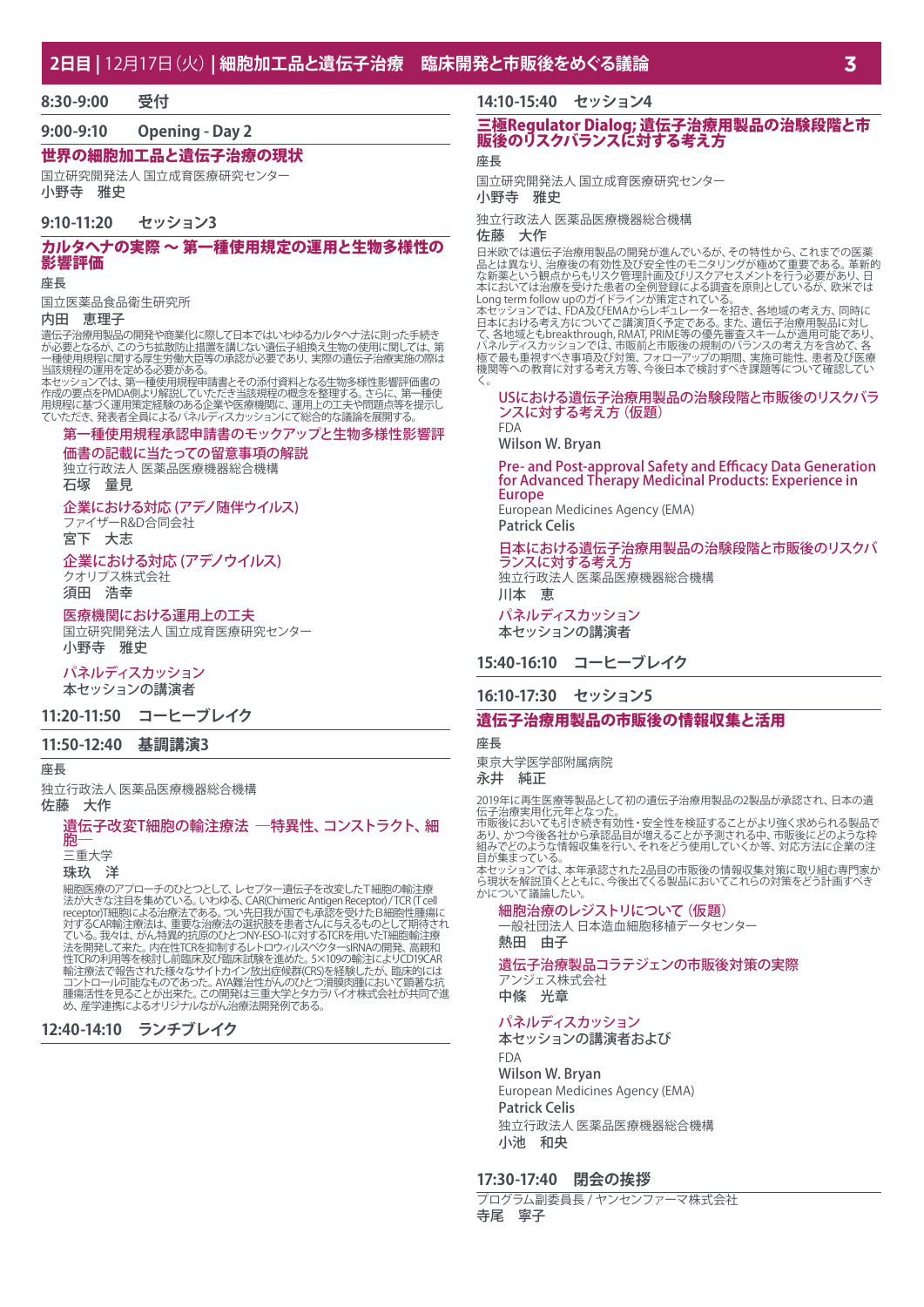## 2日目 | 12月17日(火) | 細胞加工品と遺伝子治療　臨床開発と市販後をめぐる議論

**8:30-9:00　受付**

**9:00-9:10　Opening - Day 2**

### 世界の細胞加工品と遺伝子治療の現状

国立研究開発法人 国立成育医療研究センター
**小野寺　雅史**

**9:10-11:20　セッション3**

### カルタヘナの実際 ～ 第一種使用規定の運用と生物多様性の影響評価

座長

国立医薬品食品衛生研究所
**内田　恵理子**

遺伝子治療用製品の開発や商業化に際して日本ではいわゆるカルタヘナ法に則った手続きが必要となるが、このうち拡散防止措置を講じない遺伝子組換え生物の使用に関しては、第一種使用規程に関する厚生労働大臣等の承認が必要であり、実際の遺伝子治療実施の際は当該規程の運用を留意する必要がある。
本セッションでは、第一種使用規程申請書とその添付資料となる生物多様性影響評価書の作成の要点をPMDA側より解説していただき当該規程の概念を整理する。さらに、第一種使用規程に基づく運用策定経験のある企業や医療機関に、運用上の工夫や問題点等を提示していただき、発表者全員によるパネルディスカッションにて総合的な議論を展開する。

**第一種使用規程承認申請書のモックアップと生物多様性影響評価書の記載に当たっての留意事項の解説**
独立行政法人 医薬品医療機器総合機構
**石塚　量見**

**企業における対応 (アデノ随伴ウイルス)**
ファイザーR&D合同会社
**宮下　大志**

**企業における対応 (アデノウイルス)**
クオリプス株式会社
**須田　浩幸**

**医療機関における運用上の工夫**
国立研究開発法人 国立成育医療研究センター
**小野寺　雅史**

**パネルディスカッション**
本セッションの講演者

**11:20-11:50　コーヒーブレイク**

**11:50-12:40　基調講演3**

座長

独立行政法人 医薬品医療機器総合機構
**佐藤　大作**

**遺伝子改変T細胞の輸注療法 ―特異性、コンストラクト、細胞―**
三重大学
**珠玖　洋**

細胞医療のアプローチのひとつとして、レセプター遺伝子を改変したT細胞の輸注療法が大きな注目を集めている。いわゆる、CAR(Chimeric Antigen Receptor) / TCR (T cell receptor)T細胞による治療法である。つい先日我が国でも承認を受けたB細胞性腫瘍に対するCAR輸注療法は、重要な治療法の選択肢を患者さんに与えるものとして期待されている。我々は、がん特異的抗原のひとつNY-ESO-1に対するTCRを用いたT細胞輸注療法を開発して来た。内在性TCRを抑制するレトロウイルスベクター-siRNAの開発、高親和性TCRの利用等を検討し前臨床及び臨床試験を進めた。5×109の輸注によりCD19CAR輸注療法で報告された様々なサイトカイン放出症候群(CRS)を経験したが、臨床的にはコントロール可能なものであった。AYA難治性がんのひとつ滑膜肉腫において顕著な抗腫瘍活性を見ることが出来た。この開発は三重大学とタカラバイオ株式会社が共同で進め、産学連携によるオリジナルながん治療法開発例である。

**12:40-14:10　ランチブレイク**

**14:10-15:40　セッション4**

### 三極Regulator Dialog; 遺伝子治療用製品の治験段階と市販後のリスクバランスに対する考え方

座長

国立研究開発法人 国立成育医療研究センター
**小野寺　雅史**

独立行政法人 医薬品医療機器総合機構
**佐藤　大作**

日米欧では遺伝子治療用製品の開発が進んでいるが、その特性から、これまでの医薬品とは異なり、治療後の有効性及び安全性のモニタリングが極めて重要である。革新的な新薬という観点からもリスク管理計画及びリスクアセスメントを行う必要があり、日本においては治療を受けた患者の全例登録による調査を原則としているが、欧米ではLong term follow upのガイドラインが策定されている。
本セッションでは、FDA及びEMAからレギュレーターを招き、各地域の考え方、同時に日本における考え方についてご講演頂く予定である。また、遺伝子治療用製品に対して、各地域ともbreakthrough, RMAT, PRIME等の優先審査スキームが適用可能であり、パネルディスカッションでは、市販前と市販後の規制のバランスの考え方を含めて、各極で最も重視すべき事項及び対策、フォローアップの期間、実施可能性、患者及び医療機関等への教育に対する考え方等、今後日本で検討すべき課題等について確認していく。

**USにおける遺伝子治療用製品の治験段階と市販後のリスクバランスに対する考え方 (仮題)**
FDA
**Wilson W. Bryan**

**Pre- and Post-approval Safety and Efficacy Data Generation for Advanced Therapy Medicinal Products: Experience in Europe**
European Medicines Agency (EMA)
**Patrick Celis**

**日本における遺伝子治療用製品の治験段階と市販後のリスクバランスに対する考え方**
独立行政法人 医薬品医療機器総合機構
**川本　恵**

**パネルディスカッション**
本セッションの講演者

**15:40-16:10　コーヒーブレイク**

**16:10-17:30　セッション5**

### 遺伝子治療用製品の市販後の情報収集と活用

座長

東京大学医学部附属病院
**永井　純正**

2019年に再生医療等製品として初の遺伝子治療用製品の2製品が承認され、日本の遺伝子治療実用化元年となった。
市販後においても引き続き有効性・安全性を検証することがより強く求められる製品であり、かつ今後各社から承認品目が増えることが予測される中、市販後にどのような枠組みでどのような情報収集を行い、それをどう使用していくか等、対応方法に企業の注目が集まっている。
本セッションでは、本年承認された2品目の市販後の情報収集対策に取り組む専門家から現状を解説頂くとともに、今後出てくる製品においてこれらの対策をどう計画すべきかについて議論したい。

**細胞治療のレジストリについて (仮題)**
一般社団法人 日本造血細胞移植データセンター
**熱田　由子**

**遺伝子治療製品コラテジェンの市販後対策の実際**
アンジェス株式会社
**中條　光章**

**パネルディスカッション**
本セッションの講演者および
FDA
**Wilson W. Bryan**
European Medicines Agency (EMA)
**Patrick Celis**
独立行政法人 医薬品医療機器総合機構
**小池　和央**

**17:30-17:40　閉会の挨拶**

プログラム副委員長 / ヤンセンファーマ株式会社
**寺尾　寧子**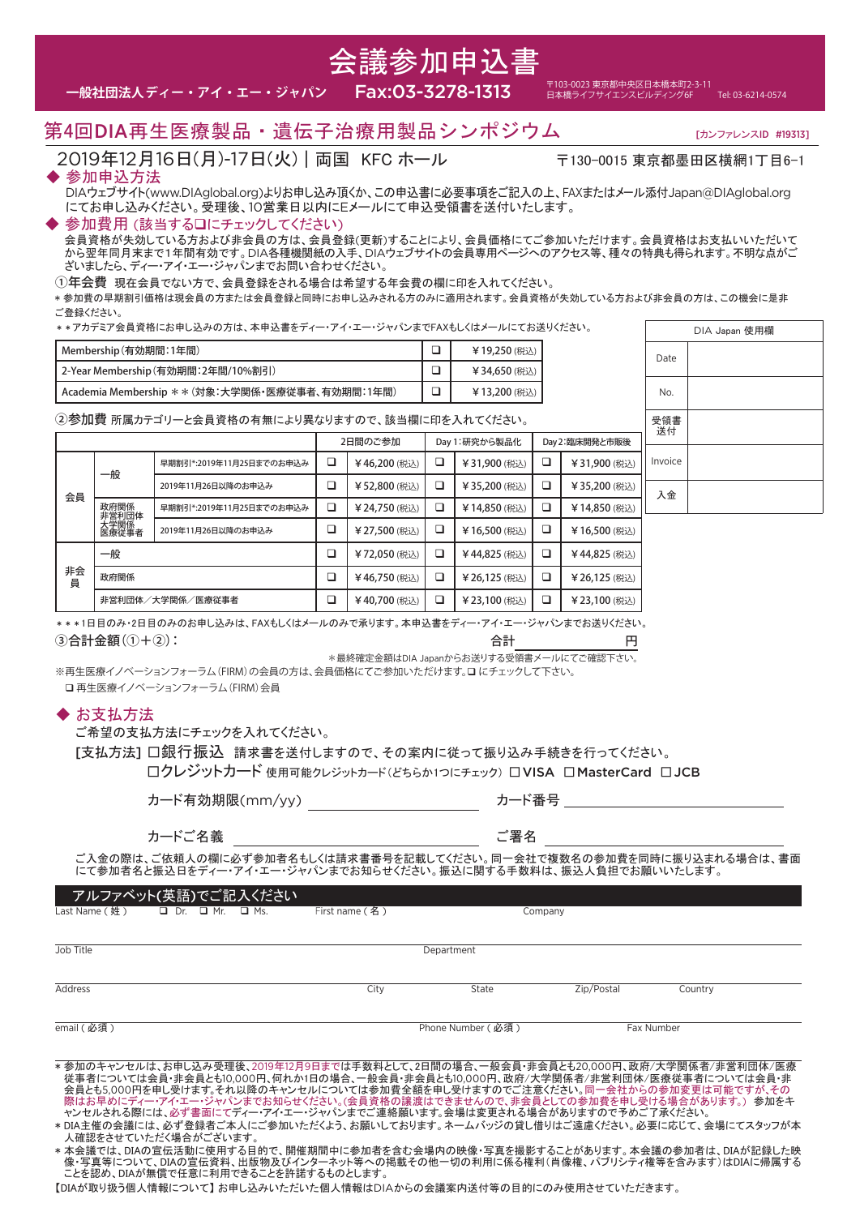# 会議参加申込書

一般社団法人ディー・アイ・エー・ジャパン　Fax:03-3278-1313　〒103-0023 東京都中央区日本橋本町2-3-11 日本橋ライフサイエンスビルディング6F　Tel: 03-6214-0574

## 第4回DIA再生医療製品・遺伝子治療用製品シンポジウム

[カンファレンスID #19313]

2019年12月16日(月)-17日(火)｜両国 KFC ホール　〒130-0015 東京都墨田区横網1丁目6-1

### ◆ 参加申込方法

DIAウェブサイト(www.DIAglobal.org)よりお申し込み頂くか、この申込書に必要事項をご記入の上、FAXまたはメール添付Japan@DIAglobal.orgにてお申し込みください。受理後、10営業日以内にEメールにて申込受領書を送付いたします。

### ◆ 参加費用 (該当する❏にチェックしてください)

会員資格が失効している方および非会員の方は、会員登録(更新)することにより、会員価格にてご参加いただけます。会員資格はお支払いいただいてから翌年同月末まで1年間有効です。DIA各種機関紙の入手、DIAウェブサイトの会員専用ページへのアクセス等、種々の特典も得られます。不明な点がございましたら、ディー・アイ・エー・ジャパンまでお問い合わせください。

①年会費　現在会員でない方で、会員登録をされる場合は希望する年会費の欄に印を入れてください。

* 参加費の早期割引価格は現会員の方または会員登録と同時にお申し込みされる方のみに適用されます。会員資格が失効している方および非会員の方は、この機会に是非ご登録ください。

* * アカデミア会員資格にお申し込みの方は、本申込書をディー・アイ・エー・ジャパンまでFAXもしくはメールにてお送りください。

| | | |
|---|---|---|
| Membership (有効期間:1年間) | ❏ | ￥19,250 (税込) |
| 2-Year Membership (有効期間:2年間/10%割引) | ❏ | ￥34,650 (税込) |
| Academia Membership * * (対象:大学関係・医療従事者、有効期間:1年間) | ❏ | ￥13,200 (税込) |

| DIA Japan 使用欄 | |
|---|---|
| Date | |
| No. | |
| 受領書送付 | |
| Invoice | |
| 入金 | |

②参加費 所属カテゴリーと会員資格の有無により異なりますので、該当欄に印を入れてください。

| | | | 2日間のご参加 | | Day 1:研究から製品化 | | Day 2:臨床開発と市販後 | |
|---|---|---|---|---|---|---|---|---|
| 会員 | 一般 | 早期割引*:2019年11月25日までのお申込み | ❏ | ￥46,200 (税込) | ❏ | ￥31,900 (税込) | ❏ | ￥31,900 (税込) |
| | | 2019年11月26日以降のお申込み | ❏ | ￥52,800 (税込) | ❏ | ￥35,200 (税込) | ❏ | ￥35,200 (税込) |
| | 政府関係 非営利団体 大学関係 医療従事者 | 早期割引*:2019年11月25日までのお申込み | ❏ | ￥24,750 (税込) | ❏ | ￥14,850 (税込) | ❏ | ￥14,850 (税込) |
| | | 2019年11月26日以降のお申込み | ❏ | ￥27,500 (税込) | ❏ | ￥16,500 (税込) | ❏ | ￥16,500 (税込) |
| 非会員 | 一般 | | ❏ | ￥72,050 (税込) | ❏ | ￥44,825 (税込) | ❏ | ￥44,825 (税込) |
| | 政府関係 | | ❏ | ￥46,750 (税込) | ❏ | ￥26,125 (税込) | ❏ | ￥26,125 (税込) |
| | 非営利団体／大学関係／医療従事者 | | ❏ | ￥40,700 (税込) | ❏ | ￥23,100 (税込) | ❏ | ￥23,100 (税込) |

* * * 1日目のみ・2日目のみのお申し込みは、FAXもしくはメールのみで承ります。本申込書をディー・アイ・エー・ジャパンまでお送りください。

③合計金額 (①+②)：　合計＿＿＿＿円

* 最終確定金額はDIA Japanからお送りする受領書メールにてご確認下さい。

※再生医療イノベーションフォーラム(FIRM)の会員の方は、会員価格にてご参加いただけます。❏ にチェックして下さい。

❏ 再生医療イノベーションフォーラム(FIRM)会員

### ◆ お支払方法

ご希望の支払方法にチェックを入れてください。

[支払方法] ☐銀行振込　請求書を送付しますので、その案内に従って振り込み手続きを行ってください。

☐クレジットカード 使用可能クレジットカード(どちらか1つにチェック) ☐VISA ☐MasterCard ☐JCB

カード有効期限(mm/yy) ＿＿＿＿＿＿　カード番号 ＿＿＿＿＿＿

カードご名義 ＿＿＿＿＿＿　ご署名 ＿＿＿＿＿＿

ご入金の際は、ご依頼人の欄に必ず参加者名もしくは請求書番号を記載してください。同一会社で複数名の参加費を同時に振り込まれる場合は、書面にて参加者名と振込日をディー・アイ・エー・ジャパンまでお知らせください。振込に関する手数料は、振込人負担でお願いいたします。

### アルファベット(英語)でご記入ください

Last Name ( 姓 )　❏ Dr.　❏ Mr.　❏ Ms.　First name ( 名 )　Company

Job Title　Department

Address　City　State　Zip/Postal　Country

email ( 必須 )　Phone Number ( 必須 )　Fax Number

* 参加のキャンセルは、お申し込み受理後、2019年12月9日までは手数料として、2日間の場合、一般会員・非会員とも20,000円、政府/大学関係者/非営利団体/医療従事者については会員・非会員とも10,000円、何れか1日の場合、一般会員・非会員とも10,000円、政府/大学関係者/非営利団体/医療従事者については会員・非会員とも5,000円を申し受けます。それ以降のキャンセルについては参加費全額を申し受けますのでご注意ください。同一会社からの参加変更は可能ですが、その際はお早めにディー・アイ・エー・ジャパンまでお知らせください。(会員資格の譲渡はできませんので、非会員としての参加費を申し受ける場合があります。) 参加をキャンセルされる際には、必ず書面にてディー・アイ・エー・ジャパンまでご連絡願います。会議は変更される場合がありますので予めご了承ください。
* DIA主催の会議には、必ず登録者ご本人にご参加いただくよう、お願いしております。ネームバッジの貸し借りはご遠慮ください。必要に応じて、会場にてスタッフが本人確認をさせていただく場合がございます。
* 本会議では、DIAの宣伝活動に使用する目的で、開催期間中に参加者を含む会場内の映像・写真を撮影することがあります。本会議の参加者は、DIAが記録した映像・写真等について、DIAの宣伝資料、出版物及びインターネット等への掲載その他一切の利用に係る権利(肖像権、パブリシティ権等を含みます)はDIAに帰属することを認め、DIAが無償で任意に利用できることを許諾するものとします。

【DIAが取り扱う個人情報について】お申し込みいただいた個人情報はDIAからの会議案内送付等の目的にのみ使用させていただきます。